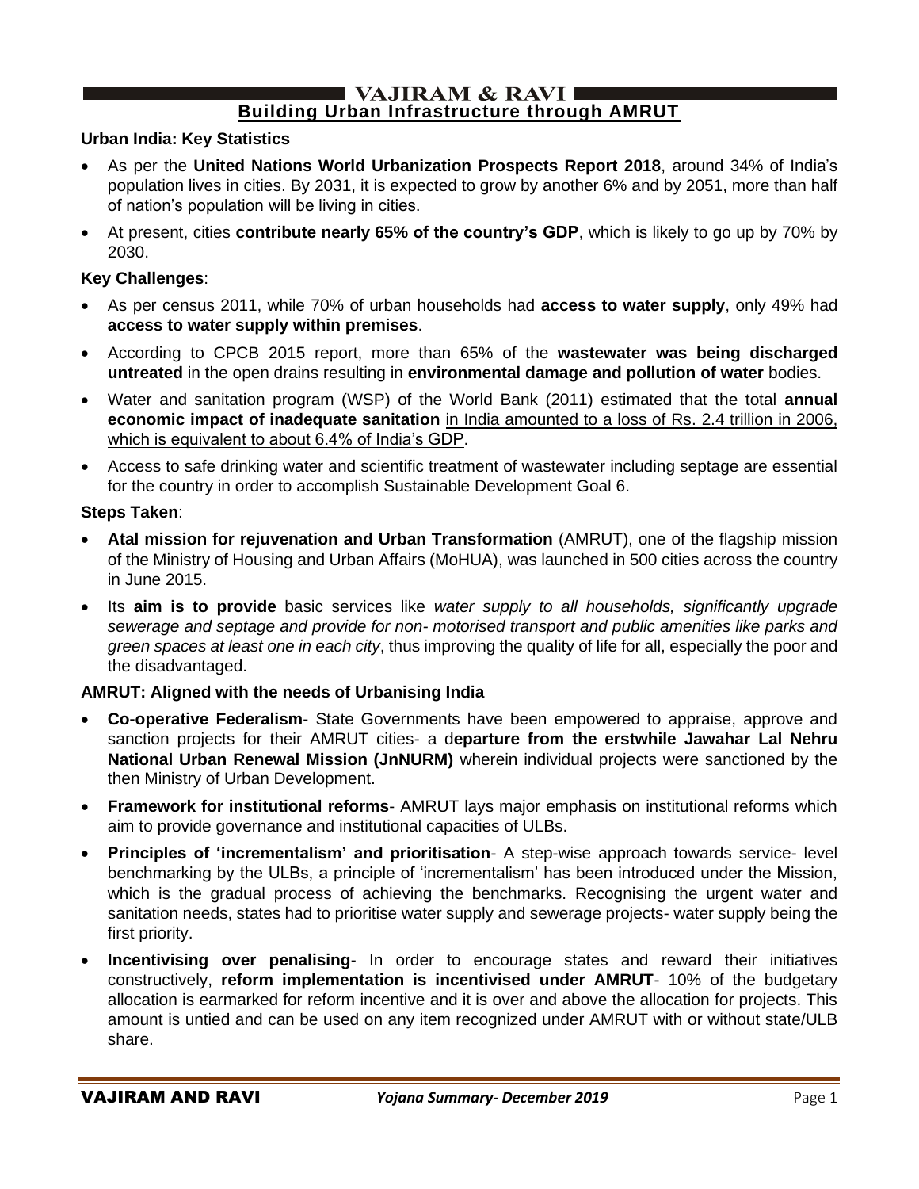# Building Urban Infrastructure through AMRUT

**Urban India: Key Statistics**

- As per the **United Nations World Urbanization Prospects Report 2018**, around 34% of India's population lives in cities. By 2031, it is expected to grow by another 6% and by 2051, more than half of nation's population will be living in cities.
- At present, cities **contribute nearly 65% of the country's GDP**, which is likely to go up by 70% by 2030.

**Key Challenges**:

- As per census 2011, while 70% of urban households had **access to water supply**, only 49% had **access to water supply within premises**.
- According to CPCB 2015 report, more than 65% of the **wastewater was being discharged untreated** in the open drains resulting in **environmental damage and pollution of water** bodies.
- Water and sanitation program (WSP) of the World Bank (2011) estimated that the total **annual economic impact of inadequate sanitation** in India amounted to a loss of Rs. 2.4 trillion in 2006, which is equivalent to about 6.4% of India's GDP.
- Access to safe drinking water and scientific treatment of wastewater including septage are essential for the country in order to accomplish Sustainable Development Goal 6.

**Steps Taken**:

- **Atal mission for rejuvenation and Urban Transformation** (AMRUT), one of the flagship mission of the Ministry of Housing and Urban Affairs (MoHUA), was launched in 500 cities across the country in June 2015.
- Its **aim is to provide** basic services like *water supply to all households, significantly upgrade sewerage and septage and provide for non- motorised transport and public amenities like parks and green spaces at least one in each city*, thus improving the quality of life for all, especially the poor and the disadvantaged.

**AMRUT: Aligned with the needs of Urbanising India**

- **Co-operative Federalism**- State Governments have been empowered to appraise, approve and sanction projects for their AMRUT cities- a d**eparture from the erstwhile Jawahar Lal Nehru National Urban Renewal Mission (JnNURM)** wherein individual projects were sanctioned by the then Ministry of Urban Development.
- **Framework for institutional reforms**- AMRUT lays major emphasis on institutional reforms which aim to provide governance and institutional capacities of ULBs.
- **Principles of 'incrementalism' and prioritisation**- A step-wise approach towards service- level benchmarking by the ULBs, a principle of 'incrementalism' has been introduced under the Mission, which is the gradual process of achieving the benchmarks. Recognising the urgent water and sanitation needs, states had to prioritise water supply and sewerage projects- water supply being the first priority.
- **Incentivising over penalising**- In order to encourage states and reward their initiatives constructively, **reform implementation is incentivised under AMRUT**- 10% of the budgetary allocation is earmarked for reform incentive and it is over and above the allocation for projects. This amount is untied and can be used on any item recognized under AMRUT with or without state/ULB share.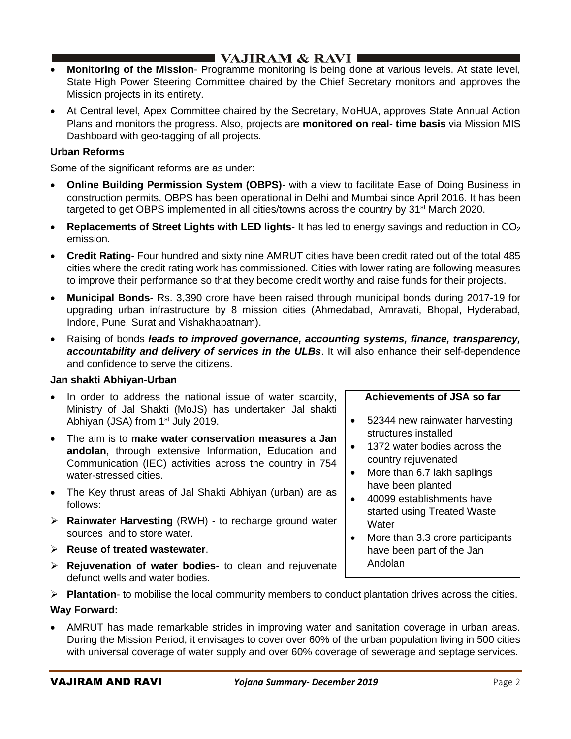- **Monitoring of the Mission**- Programme monitoring is being done at various levels. At state level, State High Power Steering Committee chaired by the Chief Secretary monitors and approves the Mission projects in its entirety.
- At Central level, Apex Committee chaired by the Secretary, MoHUA, approves State Annual Action Plans and monitors the progress. Also, projects are **monitored on real- time basis** via Mission MIS Dashboard with geo-tagging of all projects.

**Urban Reforms**

Some of the significant reforms are as under:

- **Online Building Permission System (OBPS)**- with a view to facilitate Ease of Doing Business in construction permits, OBPS has been operational in Delhi and Mumbai since April 2016. It has been targeted to get OBPS implemented in all cities/towns across the country by 31st March 2020.
- **Replacements of Street Lights with LED lights**- It has led to energy savings and reduction in $CO_2$ emission.
- **Credit Rating-** Four hundred and sixty nine AMRUT cities have been credit rated out of the total 485 cities where the credit rating work has commissioned. Cities with lower rating are following measures to improve their performance so that they become credit worthy and raise funds for their projects.
- **Municipal Bonds**- Rs. 3,390 crore have been raised through municipal bonds during 2017-19 for upgrading urban infrastructure by 8 mission cities (Ahmedabad, Amravati, Bhopal, Hyderabad, Indore, Pune, Surat and Vishakhapatnam).
- Raising of bonds ***leads to improved governance, accounting systems, finance, transparency, accountability and delivery of services in the ULBs***. It will also enhance their self-dependence and confidence to serve the citizens.

**Jan shakti Abhiyan-Urban**

- In order to address the national issue of water scarcity, Ministry of Jal Shakti (MoJS) has undertaken Jal shakti Abhiyan (JSA) from 1st July 2019.
- The aim is to **make water conservation measures a Jan andolan**, through extensive Information, Education and Communication (IEC) activities across the country in 754 water-stressed cities.
- The Key thrust areas of Jal Shakti Abhiyan (urban) are as follows:
  - **Rainwater Harvesting** (RWH) - to recharge ground water sources and to store water.
  - **Reuse of treated wastewater**.
  - **Rejuvenation of water bodies**- to clean and rejuvenate defunct wells and water bodies.
  - **Plantation**- to mobilise the local community members to conduct plantation drives across the cities.

**Achievements of JSA so far**

- 52344 new rainwater harvesting structures installed
- 1372 water bodies across the country rejuvenated
- More than 6.7 lakh saplings have been planted
- 40099 establishments have started using Treated Waste Water
- More than 3.3 crore participants have been part of the Jan Andolan

**Way Forward:**

- AMRUT has made remarkable strides in improving water and sanitation coverage in urban areas. During the Mission Period, it envisages to cover over 60% of the urban population living in 500 cities with universal coverage of water supply and over 60% coverage of sewerage and septage services.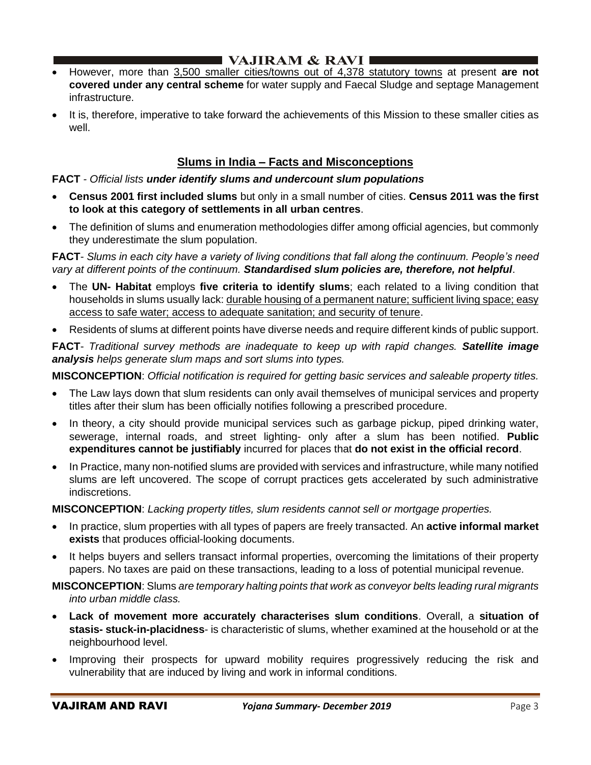- However, more than 3,500 smaller cities/towns out of 4,378 statutory towns at present **are not covered under any central scheme** for water supply and Faecal Sludge and septage Management infrastructure.
- It is, therefore, imperative to take forward the achievements of this Mission to these smaller cities as well.

## Slums in India – Facts and Misconceptions

**FACT** - *Official lists **under identify slums and undercount slum populations***

- **Census 2001 first included slums** but only in a small number of cities. **Census 2011 was the first to look at this category of settlements in all urban centres**.
- The definition of slums and enumeration methodologies differ among official agencies, but commonly they underestimate the slum population.

**FACT**- *Slums in each city have a variety of living conditions that fall along the continuum. People's need vary at different points of the continuum. **Standardised slum policies are, therefore, not helpful**.*

- The **UN- Habitat** employs **five criteria to identify slums**; each related to a living condition that households in slums usually lack: durable housing of a permanent nature; sufficient living space; easy access to safe water; access to adequate sanitation; and security of tenure.
- Residents of slums at different points have diverse needs and require different kinds of public support.

**FACT**- *Traditional survey methods are inadequate to keep up with rapid changes. **Satellite image analysis** helps generate slum maps and sort slums into types.*

**MISCONCEPTION**: *Official notification is required for getting basic services and saleable property titles.*

- The Law lays down that slum residents can only avail themselves of municipal services and property titles after their slum has been officially notifies following a prescribed procedure.
- In theory, a city should provide municipal services such as garbage pickup, piped drinking water, sewerage, internal roads, and street lighting- only after a slum has been notified. **Public expenditures cannot be justifiably** incurred for places that **do not exist in the official record**.
- In Practice, many non-notified slums are provided with services and infrastructure, while many notified slums are left uncovered. The scope of corrupt practices gets accelerated by such administrative indiscretions.

**MISCONCEPTION**: *Lacking property titles, slum residents cannot sell or mortgage properties.*

- In practice, slum properties with all types of papers are freely transacted. An **active informal market exists** that produces official-looking documents.
- It helps buyers and sellers transact informal properties, overcoming the limitations of their property papers. No taxes are paid on these transactions, leading to a loss of potential municipal revenue.

**MISCONCEPTION**: Slums *are temporary halting points that work as conveyor belts leading rural migrants into urban middle class.*

- **Lack of movement more accurately characterises slum conditions**. Overall, a **situation of stasis- stuck-in-placidness**- is characteristic of slums, whether examined at the household or at the neighbourhood level.
- Improving their prospects for upward mobility requires progressively reducing the risk and vulnerability that are induced by living and work in informal conditions.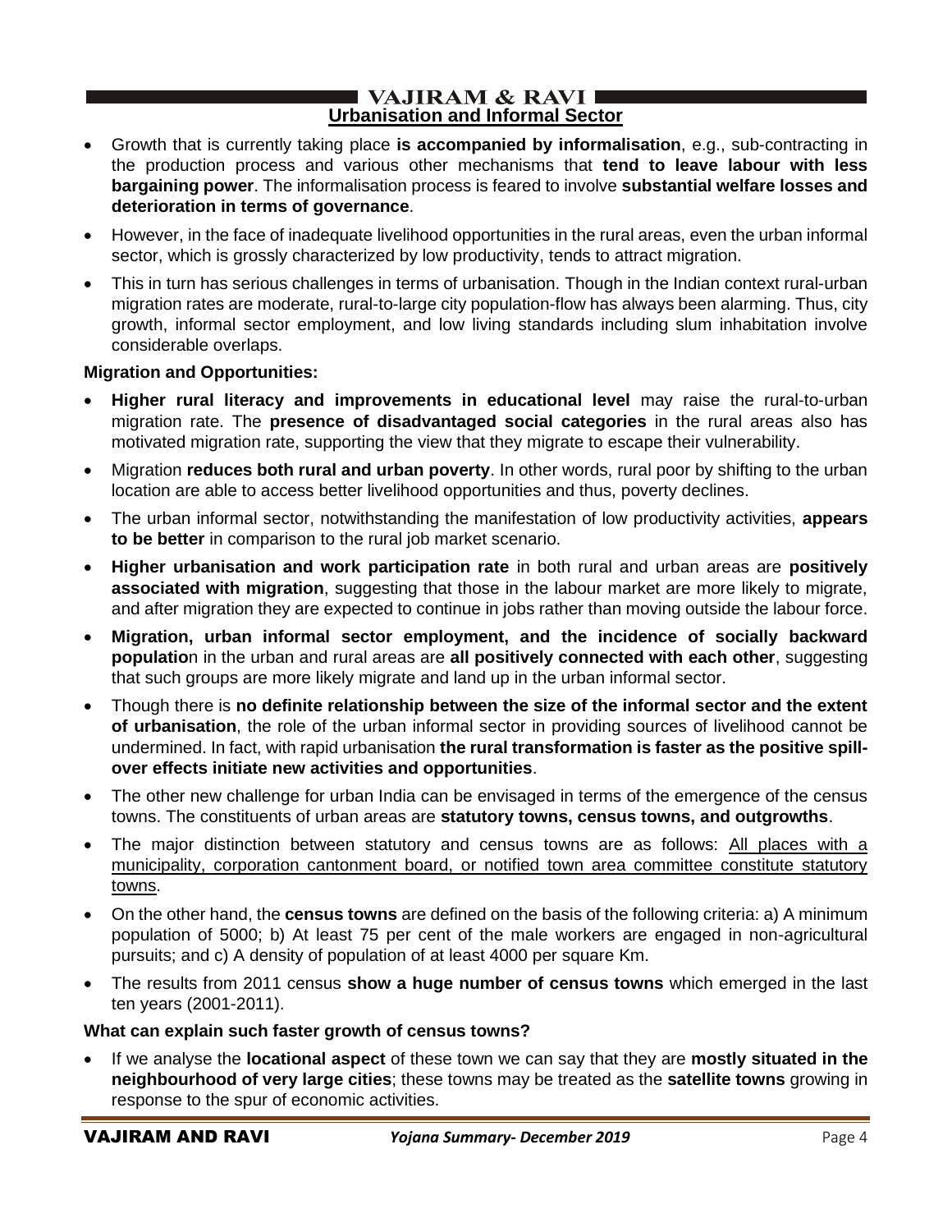## Urbanisation and Informal Sector

- Growth that is currently taking place **is accompanied by informalisation**, e.g., sub-contracting in the production process and various other mechanisms that **tend to leave labour with less bargaining power**. The informalisation process is feared to involve **substantial welfare losses and deterioration in terms of governance**.
- However, in the face of inadequate livelihood opportunities in the rural areas, even the urban informal sector, which is grossly characterized by low productivity, tends to attract migration.
- This in turn has serious challenges in terms of urbanisation. Though in the Indian context rural-urban migration rates are moderate, rural-to-large city population-flow has always been alarming. Thus, city growth, informal sector employment, and low living standards including slum inhabitation involve considerable overlaps.

**Migration and Opportunities:**

- **Higher rural literacy and improvements in educational level** may raise the rural-to-urban migration rate. The **presence of disadvantaged social categories** in the rural areas also has motivated migration rate, supporting the view that they migrate to escape their vulnerability.
- Migration **reduces both rural and urban poverty**. In other words, rural poor by shifting to the urban location are able to access better livelihood opportunities and thus, poverty declines.
- The urban informal sector, notwithstanding the manifestation of low productivity activities, **appears to be better** in comparison to the rural job market scenario.
- **Higher urbanisation and work participation rate** in both rural and urban areas are **positively associated with migration**, suggesting that those in the labour market are more likely to migrate, and after migration they are expected to continue in jobs rather than moving outside the labour force.
- **Migration, urban informal sector employment, and the incidence of socially backward populatio**n in the urban and rural areas are **all positively connected with each other**, suggesting that such groups are more likely migrate and land up in the urban informal sector.
- Though there is **no definite relationship between the size of the informal sector and the extent of urbanisation**, the role of the urban informal sector in providing sources of livelihood cannot be undermined. In fact, with rapid urbanisation **the rural transformation is faster as the positive spill-over effects initiate new activities and opportunities**.
- The other new challenge for urban India can be envisaged in terms of the emergence of the census towns. The constituents of urban areas are **statutory towns, census towns, and outgrowths**.
- The major distinction between statutory and census towns are as follows: <u>All places with a municipality, corporation cantonment board, or notified town area committee constitute statutory towns</u>.
- On the other hand, the **census towns** are defined on the basis of the following criteria: a) A minimum population of 5000; b) At least 75 per cent of the male workers are engaged in non-agricultural pursuits; and c) A density of population of at least 4000 per square Km.
- The results from 2011 census **show a huge number of census towns** which emerged in the last ten years (2001-2011).

**What can explain such faster growth of census towns?**

- If we analyse the **locational aspect** of these town we can say that they are **mostly situated in the neighbourhood of very large cities**; these towns may be treated as the **satellite towns** growing in response to the spur of economic activities.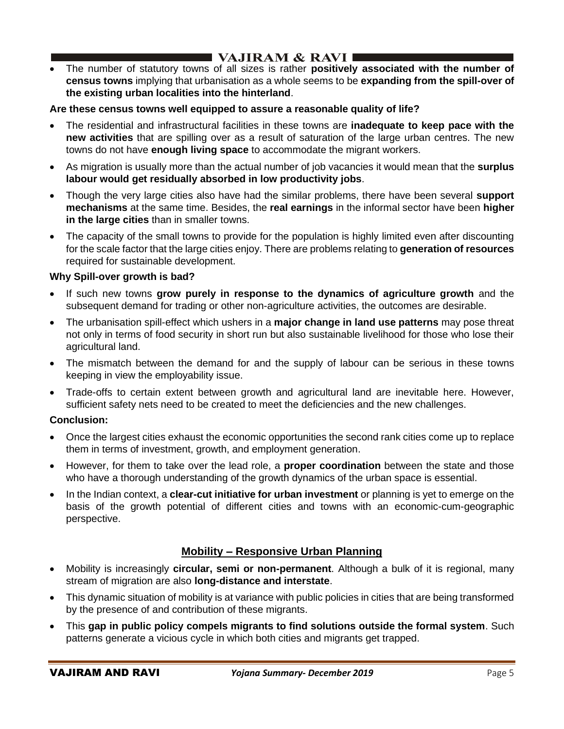- The number of statutory towns of all sizes is rather **positively associated with the number of census towns** implying that urbanisation as a whole seems to be **expanding from the spill-over of the existing urban localities into the hinterland**.

**Are these census towns well equipped to assure a reasonable quality of life?**

- The residential and infrastructural facilities in these towns are **inadequate to keep pace with the new activities** that are spilling over as a result of saturation of the large urban centres. The new towns do not have **enough living space** to accommodate the migrant workers.
- As migration is usually more than the actual number of job vacancies it would mean that the **surplus labour would get residually absorbed in low productivity jobs**.
- Though the very large cities also have had the similar problems, there have been several **support mechanisms** at the same time. Besides, the **real earnings** in the informal sector have been **higher in the large cities** than in smaller towns.
- The capacity of the small towns to provide for the population is highly limited even after discounting for the scale factor that the large cities enjoy. There are problems relating to **generation of resources** required for sustainable development.

**Why Spill-over growth is bad?**

- If such new towns **grow purely in response to the dynamics of agriculture growth** and the subsequent demand for trading or other non-agriculture activities, the outcomes are desirable.
- The urbanisation spill-effect which ushers in a **major change in land use patterns** may pose threat not only in terms of food security in short run but also sustainable livelihood for those who lose their agricultural land.
- The mismatch between the demand for and the supply of labour can be serious in these towns keeping in view the employability issue.
- Trade-offs to certain extent between growth and agricultural land are inevitable here. However, sufficient safety nets need to be created to meet the deficiencies and the new challenges.

**Conclusion:**

- Once the largest cities exhaust the economic opportunities the second rank cities come up to replace them in terms of investment, growth, and employment generation.
- However, for them to take over the lead role, a **proper coordination** between the state and those who have a thorough understanding of the growth dynamics of the urban space is essential.
- In the Indian context, a **clear-cut initiative for urban investment** or planning is yet to emerge on the basis of the growth potential of different cities and towns with an economic-cum-geographic perspective.

## Mobility – Responsive Urban Planning

- Mobility is increasingly **circular, semi or non-permanent**. Although a bulk of it is regional, many stream of migration are also **long-distance and interstate**.
- This dynamic situation of mobility is at variance with public policies in cities that are being transformed by the presence of and contribution of these migrants.
- This **gap in public policy compels migrants to find solutions outside the formal system**. Such patterns generate a vicious cycle in which both cities and migrants get trapped.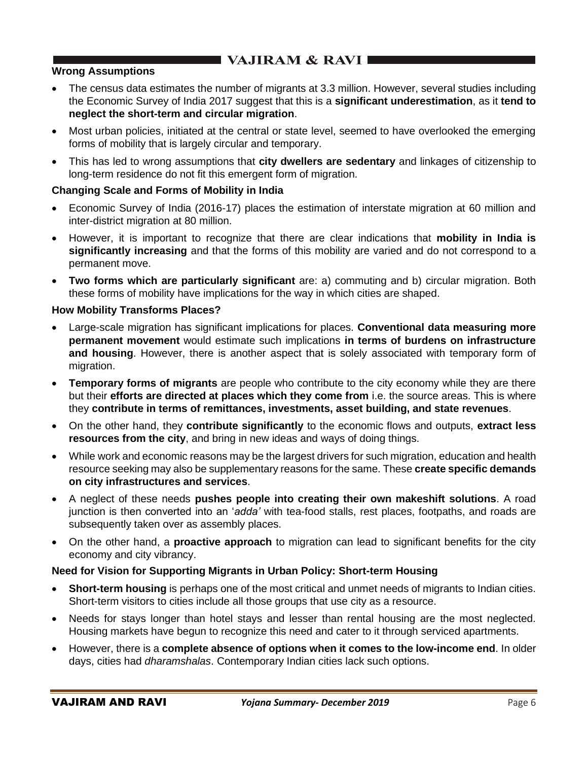### Wrong Assumptions

- The census data estimates the number of migrants at 3.3 million. However, several studies including the Economic Survey of India 2017 suggest that this is a **significant underestimation**, as it **tend to neglect the short-term and circular migration**.
- Most urban policies, initiated at the central or state level, seemed to have overlooked the emerging forms of mobility that is largely circular and temporary.
- This has led to wrong assumptions that **city dwellers are sedentary** and linkages of citizenship to long-term residence do not fit this emergent form of migration.

### Changing Scale and Forms of Mobility in India

- Economic Survey of India (2016-17) places the estimation of interstate migration at 60 million and inter-district migration at 80 million.
- However, it is important to recognize that there are clear indications that **mobility in India is significantly increasing** and that the forms of this mobility are varied and do not correspond to a permanent move.
- **Two forms which are particularly significant** are: a) commuting and b) circular migration. Both these forms of mobility have implications for the way in which cities are shaped.

### How Mobility Transforms Places?

- Large-scale migration has significant implications for places. **Conventional data measuring more permanent movement** would estimate such implications **in terms of burdens on infrastructure and housing**. However, there is another aspect that is solely associated with temporary form of migration.
- **Temporary forms of migrants** are people who contribute to the city economy while they are there but their **efforts are directed at places which they come from** i.e. the source areas. This is where they **contribute in terms of remittances, investments, asset building, and state revenues**.
- On the other hand, they **contribute significantly** to the economic flows and outputs, **extract less resources from the city**, and bring in new ideas and ways of doing things.
- While work and economic reasons may be the largest drivers for such migration, education and health resource seeking may also be supplementary reasons for the same. These **create specific demands on city infrastructures and services**.
- A neglect of these needs **pushes people into creating their own makeshift solutions**. A road junction is then converted into an '*adda'* with tea-food stalls, rest places, footpaths, and roads are subsequently taken over as assembly places.
- On the other hand, a **proactive approach** to migration can lead to significant benefits for the city economy and city vibrancy.

### Need for Vision for Supporting Migrants in Urban Policy: Short-term Housing

- **Short-term housing** is perhaps one of the most critical and unmet needs of migrants to Indian cities. Short-term visitors to cities include all those groups that use city as a resource.
- Needs for stays longer than hotel stays and lesser than rental housing are the most neglected. Housing markets have begun to recognize this need and cater to it through serviced apartments.
- However, there is a **complete absence of options when it comes to the low-income end**. In older days, cities had *dharamshalas*. Contemporary Indian cities lack such options.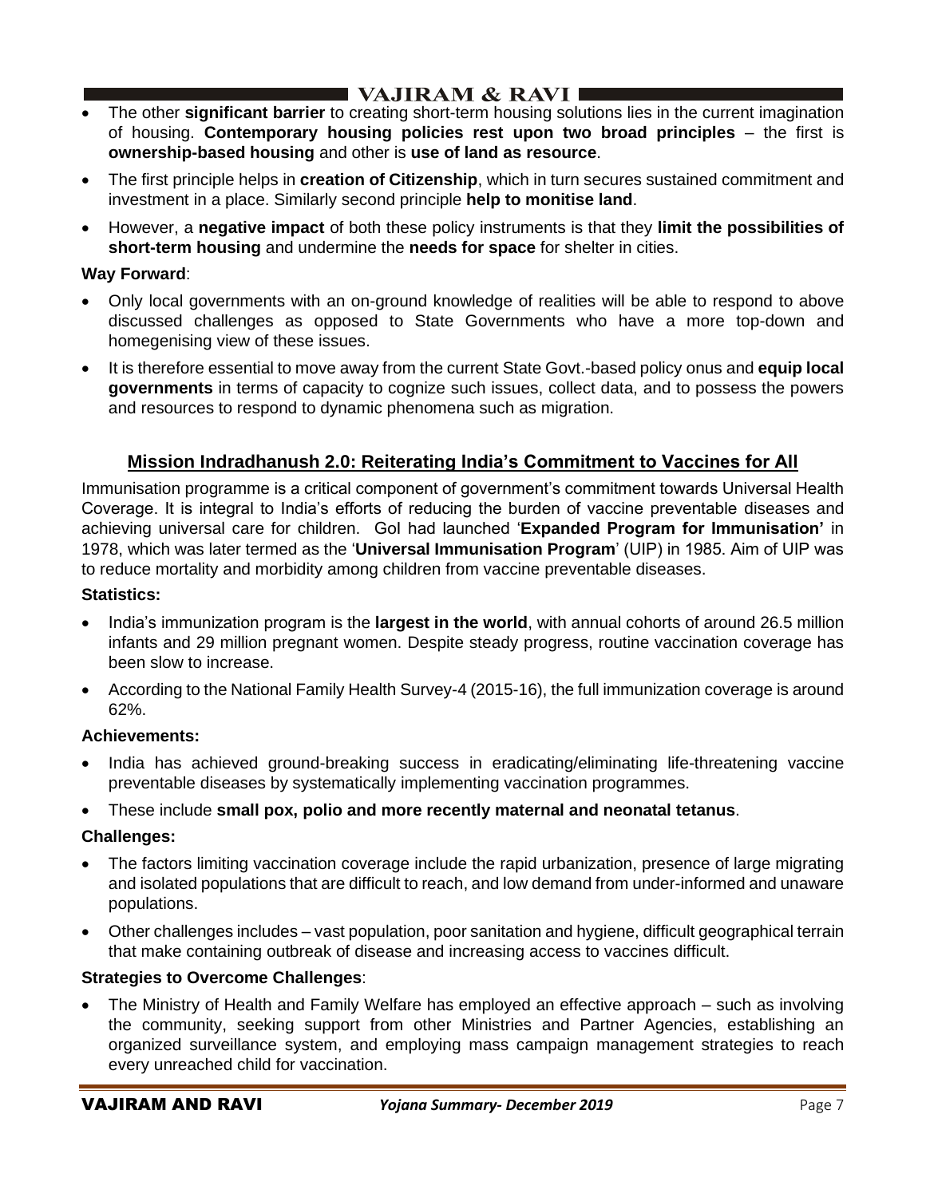- The other **significant barrier** to creating short-term housing solutions lies in the current imagination of housing. **Contemporary housing policies rest upon two broad principles** – the first is **ownership-based housing** and other is **use of land as resource**.
- The first principle helps in **creation of Citizenship**, which in turn secures sustained commitment and investment in a place. Similarly second principle **help to monitise land**.
- However, a **negative impact** of both these policy instruments is that they **limit the possibilities of short-term housing** and undermine the **needs for space** for shelter in cities.

**Way Forward**:

- Only local governments with an on-ground knowledge of realities will be able to respond to above discussed challenges as opposed to State Governments who have a more top-down and homegenising view of these issues.
- It is therefore essential to move away from the current State Govt.-based policy onus and **equip local governments** in terms of capacity to cognize such issues, collect data, and to possess the powers and resources to respond to dynamic phenomena such as migration.

## Mission Indradhanush 2.0: Reiterating India's Commitment to Vaccines for All

Immunisation programme is a critical component of government's commitment towards Universal Health Coverage. It is integral to India's efforts of reducing the burden of vaccine preventable diseases and achieving universal care for children. GoI had launched '**Expanded Program for Immunisation'** in 1978, which was later termed as the '**Universal Immunisation Program**' (UIP) in 1985. Aim of UIP was to reduce mortality and morbidity among children from vaccine preventable diseases.

**Statistics:**

- India's immunization program is the **largest in the world**, with annual cohorts of around 26.5 million infants and 29 million pregnant women. Despite steady progress, routine vaccination coverage has been slow to increase.
- According to the National Family Health Survey-4 (2015-16), the full immunization coverage is around 62%.

**Achievements:**

- India has achieved ground-breaking success in eradicating/eliminating life-threatening vaccine preventable diseases by systematically implementing vaccination programmes.
- These include **small pox, polio and more recently maternal and neonatal tetanus**.

**Challenges:**

- The factors limiting vaccination coverage include the rapid urbanization, presence of large migrating and isolated populations that are difficult to reach, and low demand from under-informed and unaware populations.
- Other challenges includes – vast population, poor sanitation and hygiene, difficult geographical terrain that make containing outbreak of disease and increasing access to vaccines difficult.

**Strategies to Overcome Challenges**:

- The Ministry of Health and Family Welfare has employed an effective approach – such as involving the community, seeking support from other Ministries and Partner Agencies, establishing an organized surveillance system, and employing mass campaign management strategies to reach every unreached child for vaccination.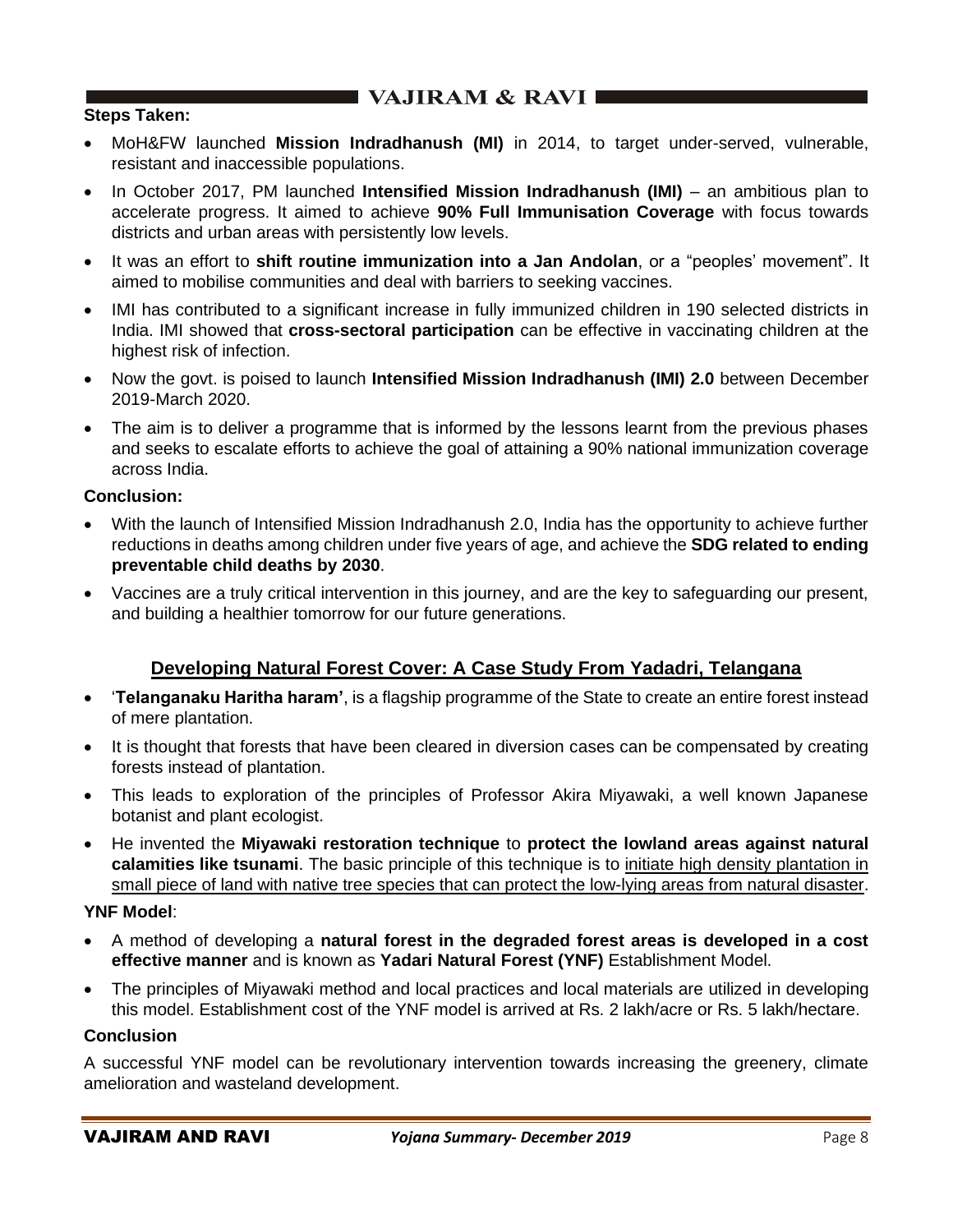**Steps Taken:**

- MoH&FW launched **Mission Indradhanush (MI)** in 2014, to target under-served, vulnerable, resistant and inaccessible populations.
- In October 2017, PM launched **Intensified Mission Indradhanush (IMI)** – an ambitious plan to accelerate progress. It aimed to achieve **90% Full Immunisation Coverage** with focus towards districts and urban areas with persistently low levels.
- It was an effort to **shift routine immunization into a Jan Andolan**, or a "peoples' movement". It aimed to mobilise communities and deal with barriers to seeking vaccines.
- IMI has contributed to a significant increase in fully immunized children in 190 selected districts in India. IMI showed that **cross-sectoral participation** can be effective in vaccinating children at the highest risk of infection.
- Now the govt. is poised to launch **Intensified Mission Indradhanush (IMI) 2.0** between December 2019-March 2020.
- The aim is to deliver a programme that is informed by the lessons learnt from the previous phases and seeks to escalate efforts to achieve the goal of attaining a 90% national immunization coverage across India.

**Conclusion:**

- With the launch of Intensified Mission Indradhanush 2.0, India has the opportunity to achieve further reductions in deaths among children under five years of age, and achieve the **SDG related to ending preventable child deaths by 2030**.
- Vaccines are a truly critical intervention in this journey, and are the key to safeguarding our present, and building a healthier tomorrow for our future generations.

## Developing Natural Forest Cover: A Case Study From Yadadri, Telangana

- '**Telanganaku Haritha haram'**, is a flagship programme of the State to create an entire forest instead of mere plantation.
- It is thought that forests that have been cleared in diversion cases can be compensated by creating forests instead of plantation.
- This leads to exploration of the principles of Professor Akira Miyawaki, a well known Japanese botanist and plant ecologist.
- He invented the **Miyawaki restoration technique** to **protect the lowland areas against natural calamities like tsunami**. The basic principle of this technique is to initiate high density plantation in small piece of land with native tree species that can protect the low-lying areas from natural disaster.

**YNF Model**:

- A method of developing a **natural forest in the degraded forest areas is developed in a cost effective manner** and is known as **Yadari Natural Forest (YNF)** Establishment Model.
- The principles of Miyawaki method and local practices and local materials are utilized in developing this model. Establishment cost of the YNF model is arrived at Rs. 2 lakh/acre or Rs. 5 lakh/hectare.

**Conclusion**

A successful YNF model can be revolutionary intervention towards increasing the greenery, climate amelioration and wasteland development.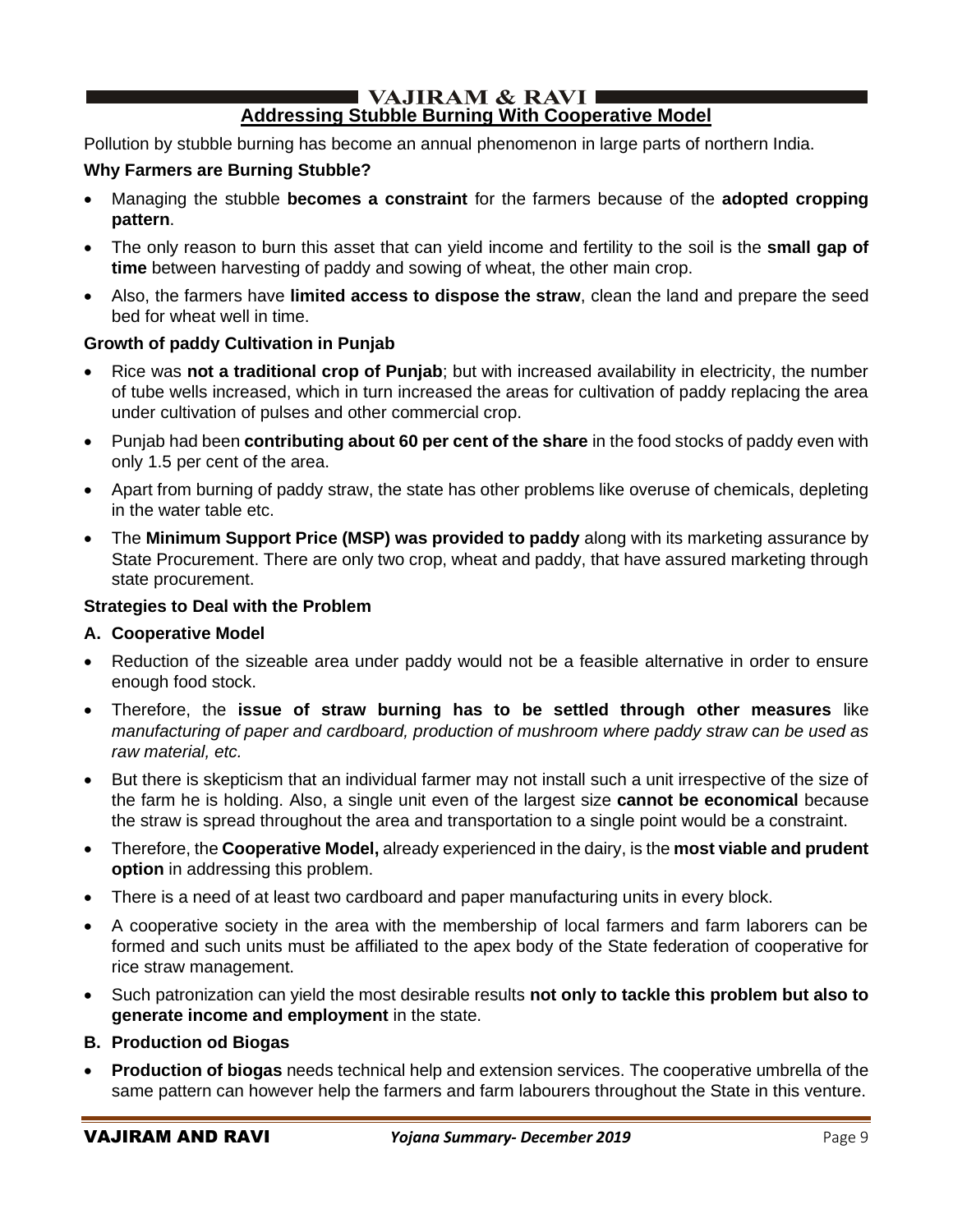## Addressing Stubble Burning With Cooperative Model

Pollution by stubble burning has become an annual phenomenon in large parts of northern India.

### Why Farmers are Burning Stubble?

- Managing the stubble **becomes a constraint** for the farmers because of the **adopted cropping pattern**.
- The only reason to burn this asset that can yield income and fertility to the soil is the **small gap of time** between harvesting of paddy and sowing of wheat, the other main crop.
- Also, the farmers have **limited access to dispose the straw**, clean the land and prepare the seed bed for wheat well in time.

### Growth of paddy Cultivation in Punjab

- Rice was **not a traditional crop of Punjab**; but with increased availability in electricity, the number of tube wells increased, which in turn increased the areas for cultivation of paddy replacing the area under cultivation of pulses and other commercial crop.
- Punjab had been **contributing about 60 per cent of the share** in the food stocks of paddy even with only 1.5 per cent of the area.
- Apart from burning of paddy straw, the state has other problems like overuse of chemicals, depleting in the water table etc.
- The **Minimum Support Price (MSP) was provided to paddy** along with its marketing assurance by State Procurement. There are only two crop, wheat and paddy, that have assured marketing through state procurement.

### Strategies to Deal with the Problem

**A. Cooperative Model**

- Reduction of the sizeable area under paddy would not be a feasible alternative in order to ensure enough food stock.
- Therefore, the **issue of straw burning has to be settled through other measures** like *manufacturing of paper and cardboard, production of mushroom where paddy straw can be used as raw material, etc.*
- But there is skepticism that an individual farmer may not install such a unit irrespective of the size of the farm he is holding. Also, a single unit even of the largest size **cannot be economical** because the straw is spread throughout the area and transportation to a single point would be a constraint.
- Therefore, the **Cooperative Model,** already experienced in the dairy, is the **most viable and prudent option** in addressing this problem.
- There is a need of at least two cardboard and paper manufacturing units in every block.
- A cooperative society in the area with the membership of local farmers and farm laborers can be formed and such units must be affiliated to the apex body of the State federation of cooperative for rice straw management.
- Such patronization can yield the most desirable results **not only to tackle this problem but also to generate income and employment** in the state.

**B. Production od Biogas**

- **Production of biogas** needs technical help and extension services. The cooperative umbrella of the same pattern can however help the farmers and farm labourers throughout the State in this venture.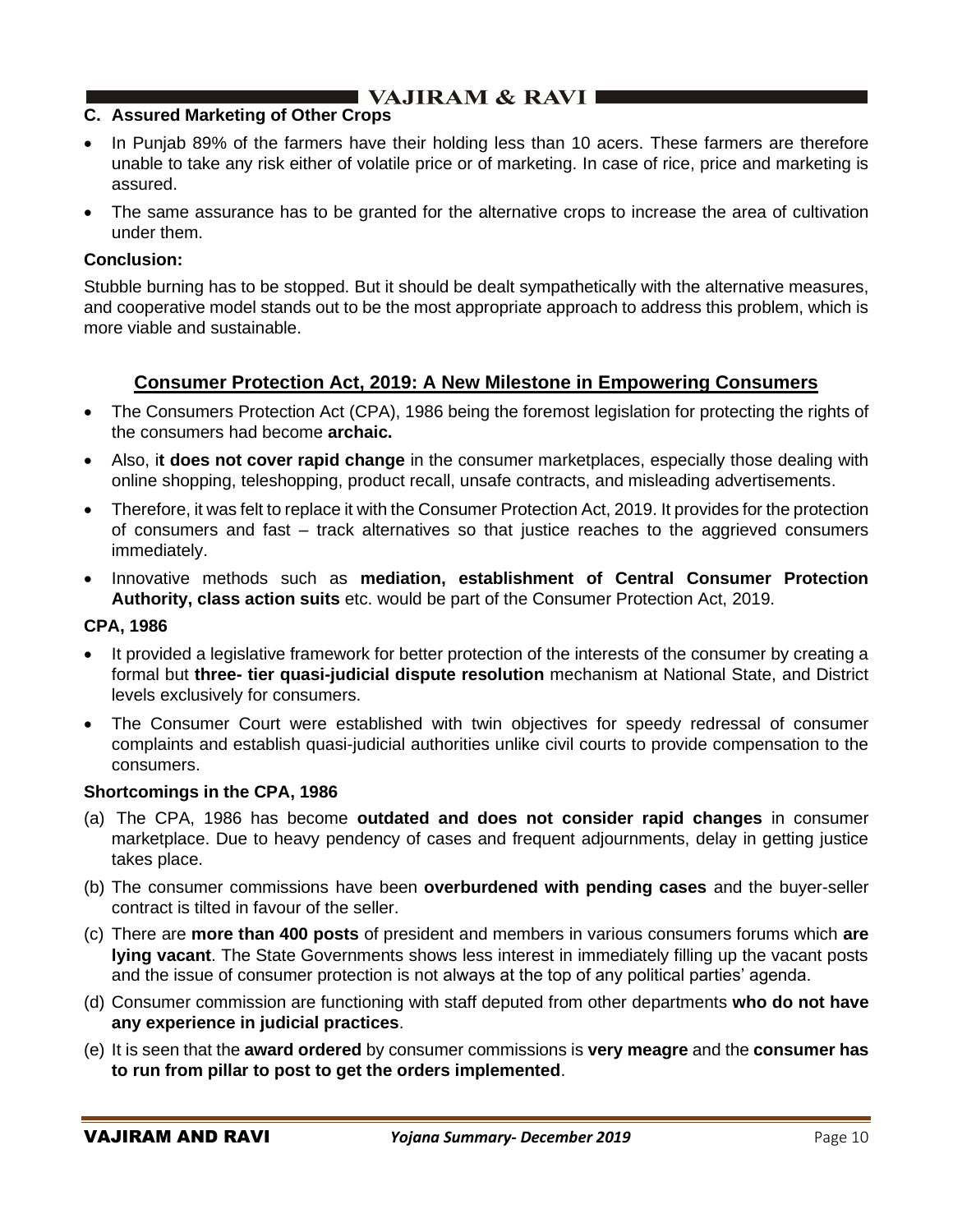### C. Assured Marketing of Other Crops

- In Punjab 89% of the farmers have their holding less than 10 acers. These farmers are therefore unable to take any risk either of volatile price or of marketing. In case of rice, price and marketing is assured.
- The same assurance has to be granted for the alternative crops to increase the area of cultivation under them.

**Conclusion:**

Stubble burning has to be stopped. But it should be dealt sympathetically with the alternative measures, and cooperative model stands out to be the most appropriate approach to address this problem, which is more viable and sustainable.

## Consumer Protection Act, 2019: A New Milestone in Empowering Consumers

- The Consumers Protection Act (CPA), 1986 being the foremost legislation for protecting the rights of the consumers had become **archaic.**
- Also, i**t does not cover rapid change** in the consumer marketplaces, especially those dealing with online shopping, teleshopping, product recall, unsafe contracts, and misleading advertisements.
- Therefore, it was felt to replace it with the Consumer Protection Act, 2019. It provides for the protection of consumers and fast – track alternatives so that justice reaches to the aggrieved consumers immediately.
- Innovative methods such as **mediation, establishment of Central Consumer Protection Authority, class action suits** etc. would be part of the Consumer Protection Act, 2019.

**CPA, 1986**

- It provided a legislative framework for better protection of the interests of the consumer by creating a formal but **three- tier quasi-judicial dispute resolution** mechanism at National State, and District levels exclusively for consumers.
- The Consumer Court were established with twin objectives for speedy redressal of consumer complaints and establish quasi-judicial authorities unlike civil courts to provide compensation to the consumers.

**Shortcomings in the CPA, 1986**

(a) The CPA, 1986 has become **outdated and does not consider rapid changes** in consumer marketplace. Due to heavy pendency of cases and frequent adjournments, delay in getting justice takes place.

(b) The consumer commissions have been **overburdened with pending cases** and the buyer-seller contract is tilted in favour of the seller.

(c) There are **more than 400 posts** of president and members in various consumers forums which **are lying vacant**. The State Governments shows less interest in immediately filling up the vacant posts and the issue of consumer protection is not always at the top of any political parties' agenda.

(d) Consumer commission are functioning with staff deputed from other departments **who do not have any experience in judicial practices**.

(e) It is seen that the **award ordered** by consumer commissions is **very meagre** and the **consumer has to run from pillar to post to get the orders implemented**.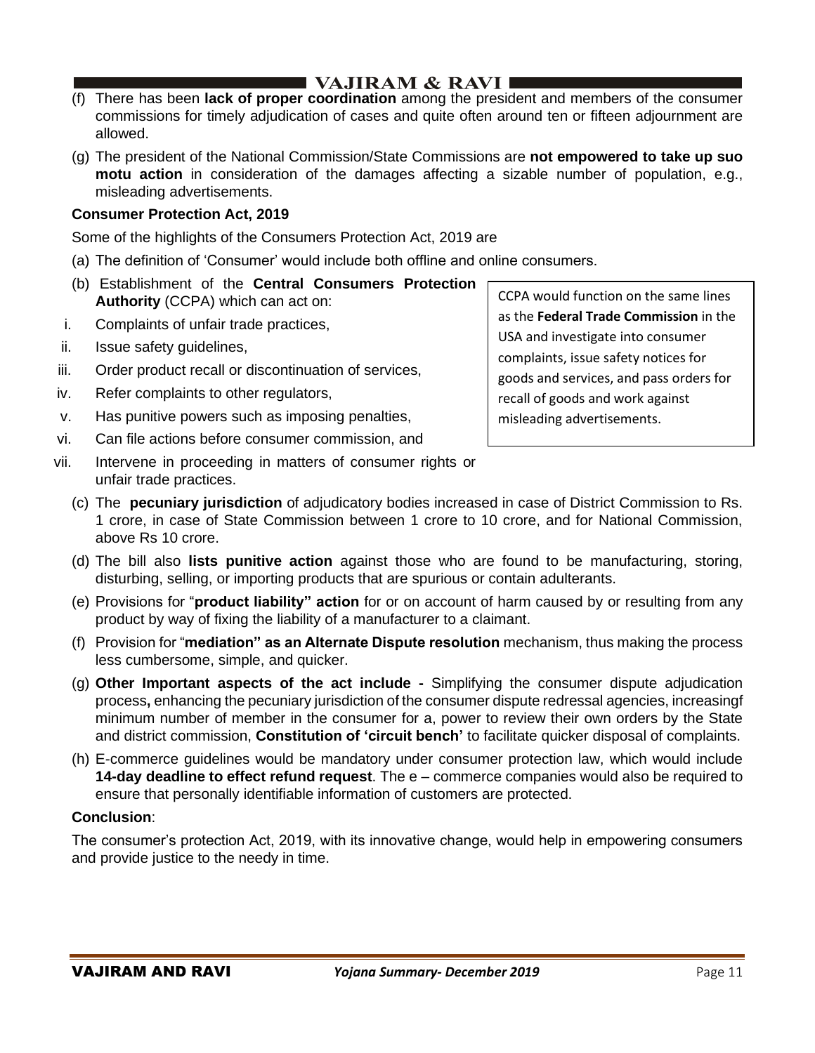(f) There has been **lack of proper coordination** among the president and members of the consumer commissions for timely adjudication of cases and quite often around ten or fifteen adjournment are allowed.

(g) The president of the National Commission/State Commissions are **not empowered to take up suo motu action** in consideration of the damages affecting a sizable number of population, e.g., misleading advertisements.

**Consumer Protection Act, 2019**

Some of the highlights of the Consumers Protection Act, 2019 are

(a) The definition of 'Consumer' would include both offline and online consumers.

(b) Establishment of the **Central Consumers Protection Authority** (CCPA) which can act on:

i. Complaints of unfair trade practices,

ii. Issue safety guidelines,

iii. Order product recall or discontinuation of services,

iv. Refer complaints to other regulators,

v. Has punitive powers such as imposing penalties,

vi. Can file actions before consumer commission, and

vii. Intervene in proceeding in matters of consumer rights or unfair trade practices.

> CCPA would function on the same lines as the **Federal Trade Commission** in the USA and investigate into consumer complaints, issue safety notices for goods and services, and pass orders for recall of goods and work against misleading advertisements.

(c) The **pecuniary jurisdiction** of adjudicatory bodies increased in case of District Commission to Rs. 1 crore, in case of State Commission between 1 crore to 10 crore, and for National Commission, above Rs 10 crore.

(d) The bill also **lists punitive action** against those who are found to be manufacturing, storing, disturbing, selling, or importing products that are spurious or contain adulterants.

(e) Provisions for "**product liability" action** for or on account of harm caused by or resulting from any product by way of fixing the liability of a manufacturer to a claimant.

(f) Provision for "**mediation" as an Alternate Dispute resolution** mechanism, thus making the process less cumbersome, simple, and quicker.

(g) **Other Important aspects of the act include -** Simplifying the consumer dispute adjudication process**,** enhancing the pecuniary jurisdiction of the consumer dispute redressal agencies, increasingf minimum number of member in the consumer for a, power to review their own orders by the State and district commission, **Constitution of 'circuit bench'** to facilitate quicker disposal of complaints.

(h) E-commerce guidelines would be mandatory under consumer protection law, which would include **14-day deadline to effect refund request**. The e – commerce companies would also be required to ensure that personally identifiable information of customers are protected.

**Conclusion**:

The consumer's protection Act, 2019, with its innovative change, would help in empowering consumers and provide justice to the needy in time.